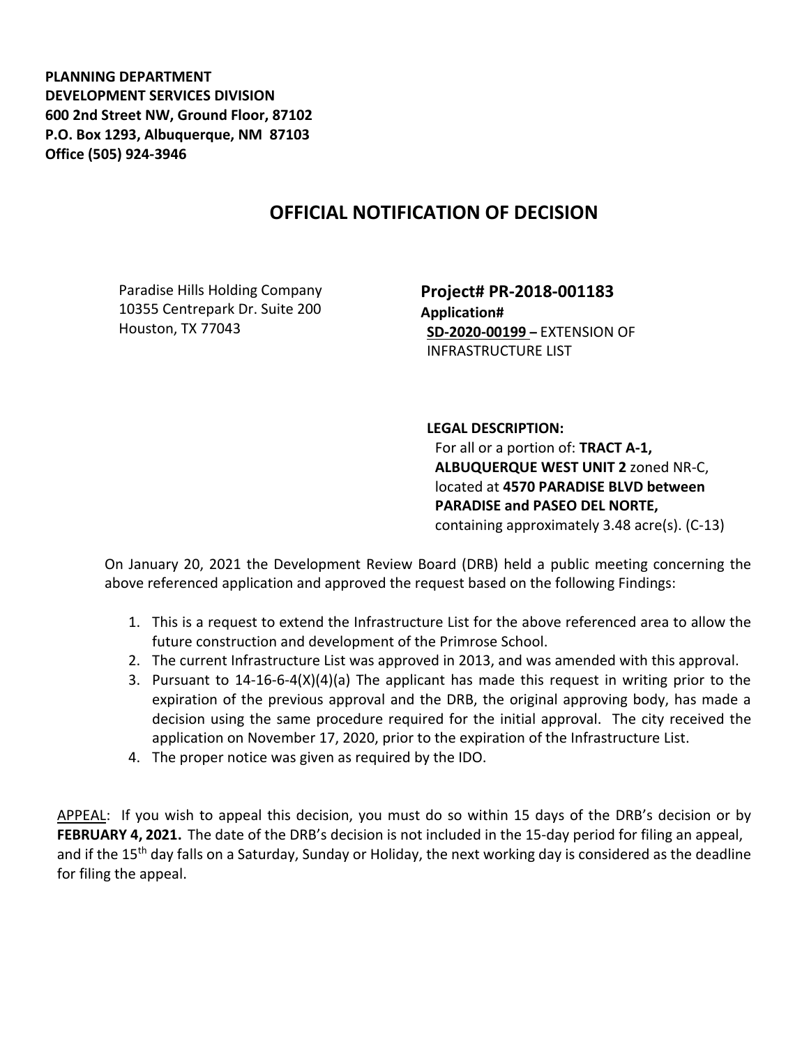**PLANNING DEPARTMENT**
**DEVELOPMENT SERVICES DIVISION**
**600 2nd Street NW, Ground Floor, 87102**
**P.O. Box 1293, Albuquerque, NM 87103**
**Office (505) 924-3946**

# OFFICIAL NOTIFICATION OF DECISION

Paradise Hills Holding Company
10355 Centrepark Dr. Suite 200
Houston, TX 77043

## Project# PR-2018-001183

**Application#**
**SD-2020-00199 –** EXTENSION OF INFRASTRUCTURE LIST

**LEGAL DESCRIPTION:**
For all or a portion of: **TRACT A-1, ALBUQUERQUE WEST UNIT 2** zoned NR-C, located at **4570 PARADISE BLVD between PARADISE and PASEO DEL NORTE,** containing approximately 3.48 acre(s). (C-13)

On January 20, 2021 the Development Review Board (DRB) held a public meeting concerning the above referenced application and approved the request based on the following Findings:

1. This is a request to extend the Infrastructure List for the above referenced area to allow the future construction and development of the Primrose School.
2. The current Infrastructure List was approved in 2013, and was amended with this approval.
3. Pursuant to 14-16-6-4(X)(4)(a) The applicant has made this request in writing prior to the expiration of the previous approval and the DRB, the original approving body, has made a decision using the same procedure required for the initial approval. The city received the application on November 17, 2020, prior to the expiration of the Infrastructure List.
4. The proper notice was given as required by the IDO.

APPEAL: If you wish to appeal this decision, you must do so within 15 days of the DRB's decision or by **FEBRUARY 4, 2021.** The date of the DRB's decision is not included in the 15-day period for filing an appeal, and if the 15th day falls on a Saturday, Sunday or Holiday, the next working day is considered as the deadline for filing the appeal.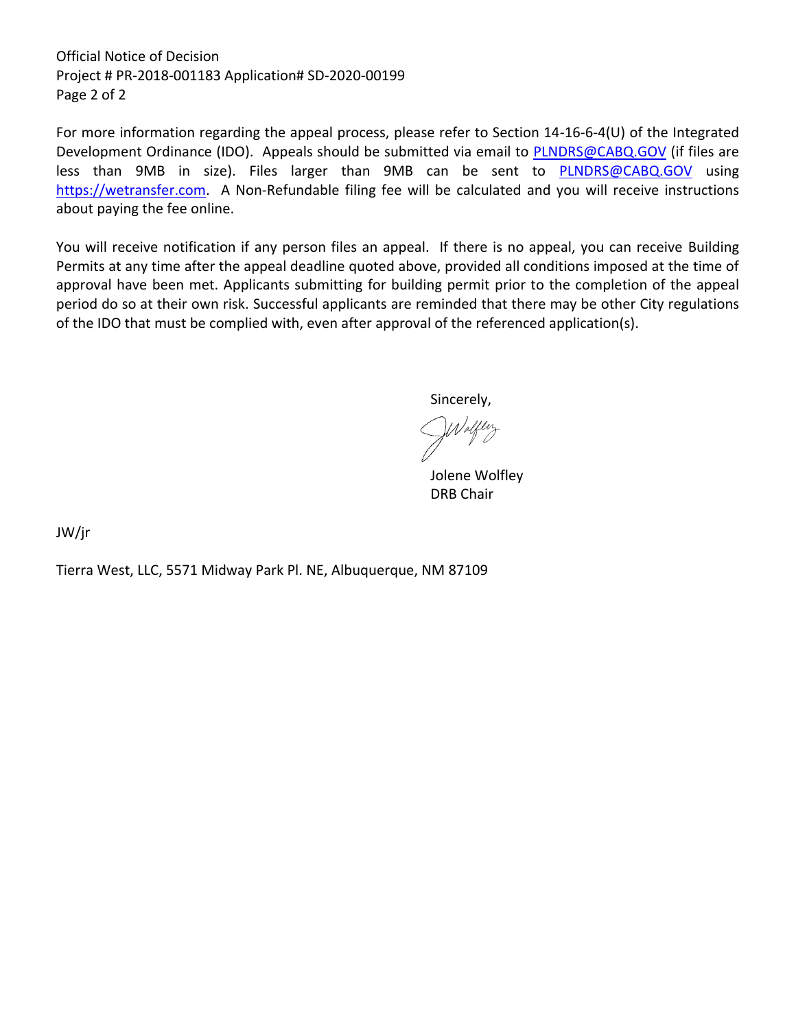For more information regarding the appeal process, please refer to Section 14-16-6-4(U) of the Integrated Development Ordinance (IDO). Appeals should be submitted via email to PLNDRS@CABQ.GOV (if files are less than 9MB in size). Files larger than 9MB can be sent to PLNDRS@CABQ.GOV using https://wetransfer.com. A Non-Refundable filing fee will be calculated and you will receive instructions about paying the fee online.

You will receive notification if any person files an appeal. If there is no appeal, you can receive Building Permits at any time after the appeal deadline quoted above, provided all conditions imposed at the time of approval have been met. Applicants submitting for building permit prior to the completion of the appeal period do so at their own risk. Successful applicants are reminded that there may be other City regulations of the IDO that must be complied with, even after approval of the referenced application(s).

Sincerely,

Jolene Wolfley
DRB Chair

JW/jr

Tierra West, LLC, 5571 Midway Park Pl. NE, Albuquerque, NM 87109